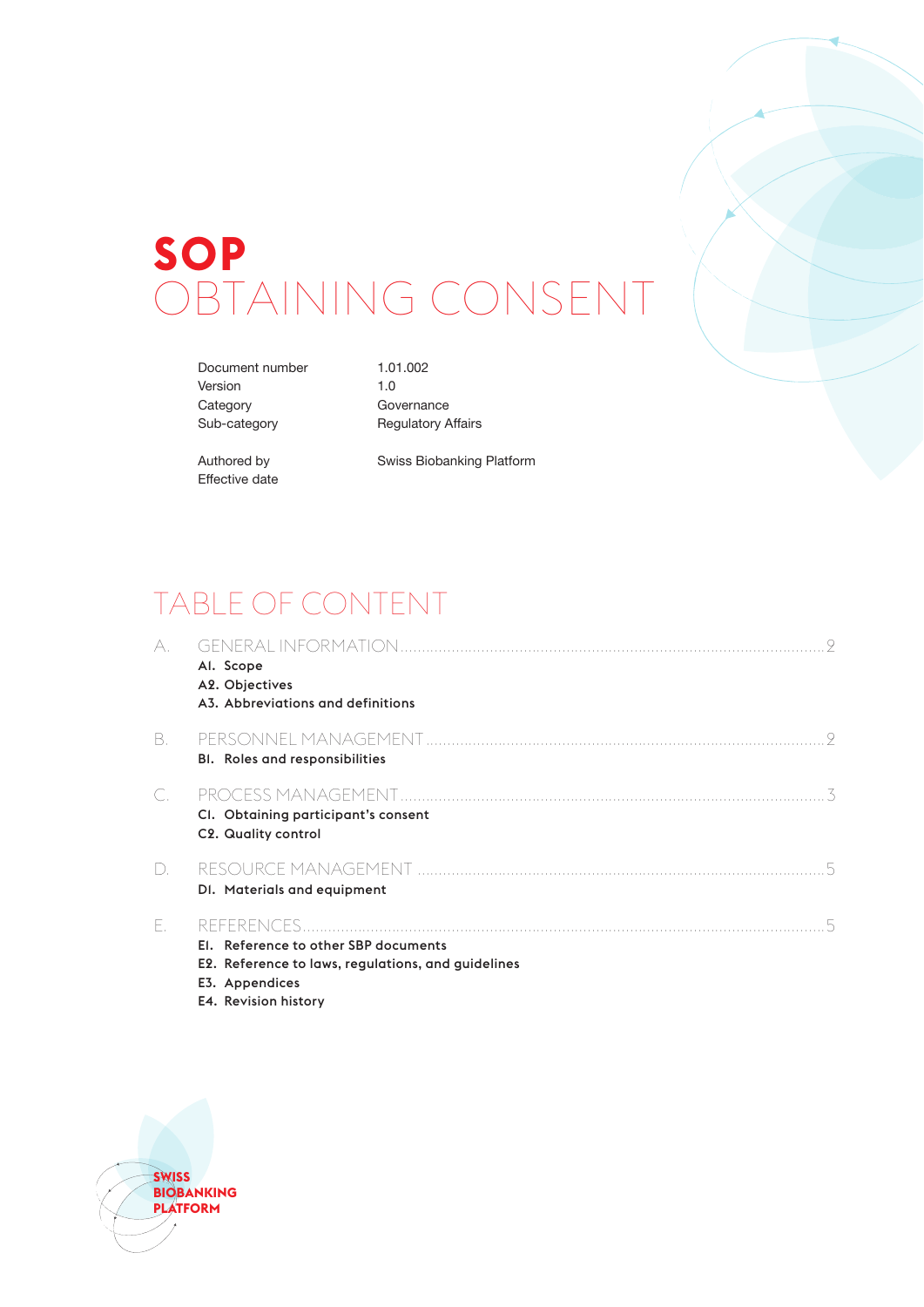# SOP
# OBTAINING CONSENT

| | |
|---|---|
| Document number | 1.01.002 |
| Version | 1.0 |
| Category | Governance |
| Sub-category | Regulatory Affairs |
| Authored by | Swiss Biobanking Platform |
| Effective date | |

## TABLE OF CONTENT

A. GENERAL INFORMATION ........ 2
- **A1. Scope**
- **A2. Objectives**
- **A3. Abbreviations and definitions**

B. PERSONNEL MANAGEMENT ........ 2
- **B1. Roles and responsibilities**

C. PROCESS MANAGEMENT ........ 3
- **C1. Obtaining participant's consent**
- **C2. Quality control**

D. RESOURCE MANAGEMENT ........ 5
- **D1. Materials and equipment**

E. REFERENCES ........ 5
- **E1. Reference to other SBP documents**
- **E2. Reference to laws, regulations, and guidelines**
- **E3. Appendices**
- **E4. Revision history**

SWISS BIOBANKING PLATFORM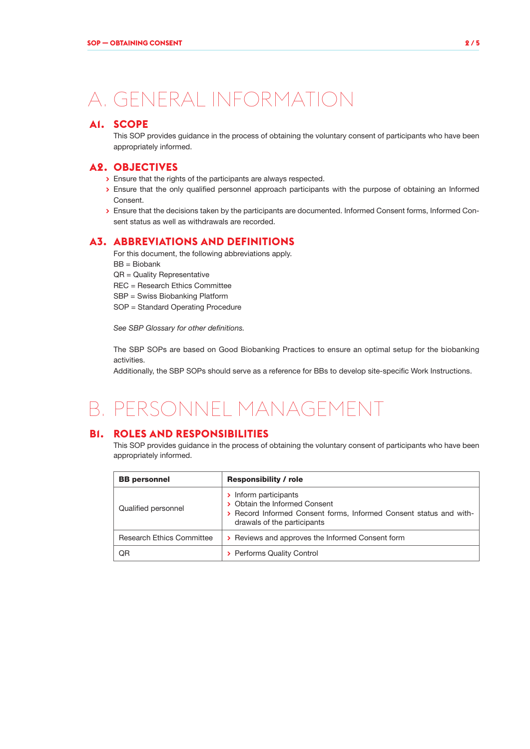# A. GENERAL INFORMATION

## A1. SCOPE

This SOP provides guidance in the process of obtaining the voluntary consent of participants who have been appropriately informed.

## A2. OBJECTIVES

- Ensure that the rights of the participants are always respected.
- Ensure that the only qualified personnel approach participants with the purpose of obtaining an Informed Consent.
- Ensure that the decisions taken by the participants are documented. Informed Consent forms, Informed Consent status as well as withdrawals are recorded.

## A3. ABBREVIATIONS AND DEFINITIONS

For this document, the following abbreviations apply.
BB = Biobank
QR = Quality Representative
REC = Research Ethics Committee
SBP = Swiss Biobanking Platform
SOP = Standard Operating Procedure

*See SBP Glossary for other definitions.*

The SBP SOPs are based on Good Biobanking Practices to ensure an optimal setup for the biobanking activities.
Additionally, the SBP SOPs should serve as a reference for BBs to develop site-specific Work Instructions.

# B. PERSONNEL MANAGEMENT

## B1. ROLES AND RESPONSIBILITIES

This SOP provides guidance in the process of obtaining the voluntary consent of participants who have been appropriately informed.

| BB personnel | Responsibility / role |
|---|---|
| Qualified personnel | › Inform participants<br>› Obtain the Informed Consent<br>› Record Informed Consent forms, Informed Consent status and withdrawals of the participants |
| Research Ethics Committee | › Reviews and approves the Informed Consent form |
| QR | › Performs Quality Control |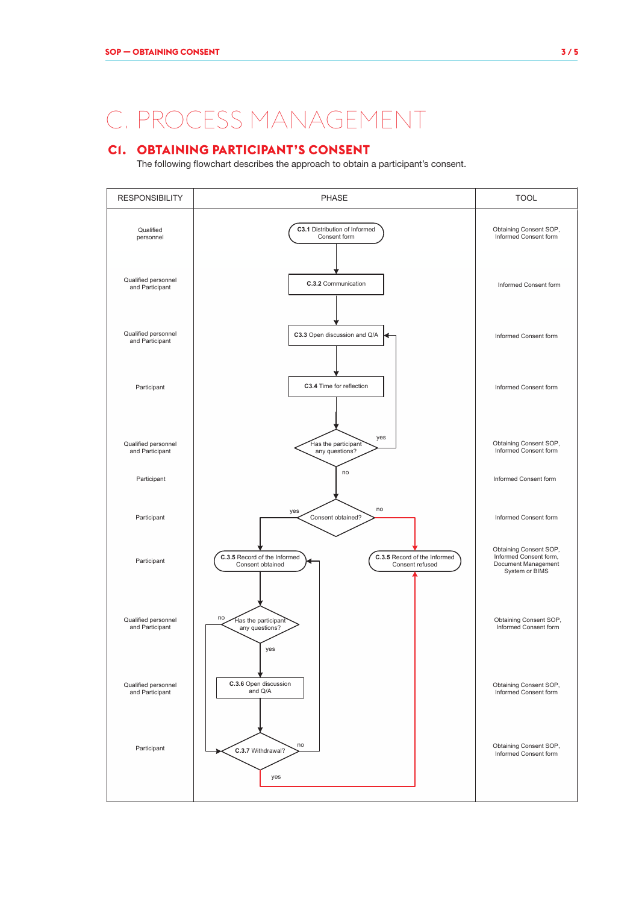# C. PROCESS MANAGEMENT

## C1. OBTAINING PARTICIPANT'S CONSENT

The following flowchart describes the approach to obtain a participant's consent.

| RESPONSIBILITY | PHASE | TOOL |
|---|---|---|
| Qualified personnel | **C3.1** Distribution of Informed Consent form | Obtaining Consent SOP, Informed Consent form |
| Qualified personnel and Participant | **C.3.2** Communication | Informed Consent form |
| Qualified personnel and Participant | **C3.3** Open discussion and Q/A | Informed Consent form |
| Participant | **C3.4** Time for reflection | Informed Consent form |
| Qualified personnel and Participant | Has the participant any questions? (yes → C3.3; no → next) | Obtaining Consent SOP, Informed Consent form |
| Participant | | Informed Consent form |
| Participant | Consent obtained? (yes → C.3.5 Record of the Informed Consent obtained; no → C.3.5 Record of the Informed Consent refused) | Informed Consent form |
| Participant | **C.3.5** Record of the Informed Consent obtained / **C.3.5** Record of the Informed Consent refused | Obtaining Consent SOP, Informed Consent form, Document Management System or BIMS |
| Qualified personnel and Participant | Has the participant any questions? (yes → C.3.6; no → C.3.7) | Obtaining Consent SOP, Informed Consent form |
| Qualified personnel and Participant | **C.3.6** Open discussion and Q/A | Obtaining Consent SOP, Informed Consent form |
| Participant | **C.3.7** Withdrawal? (no → C.3.5 Record of the Informed Consent obtained; yes → C.3.5 Record of the Informed Consent refused) | Obtaining Consent SOP, Informed Consent form |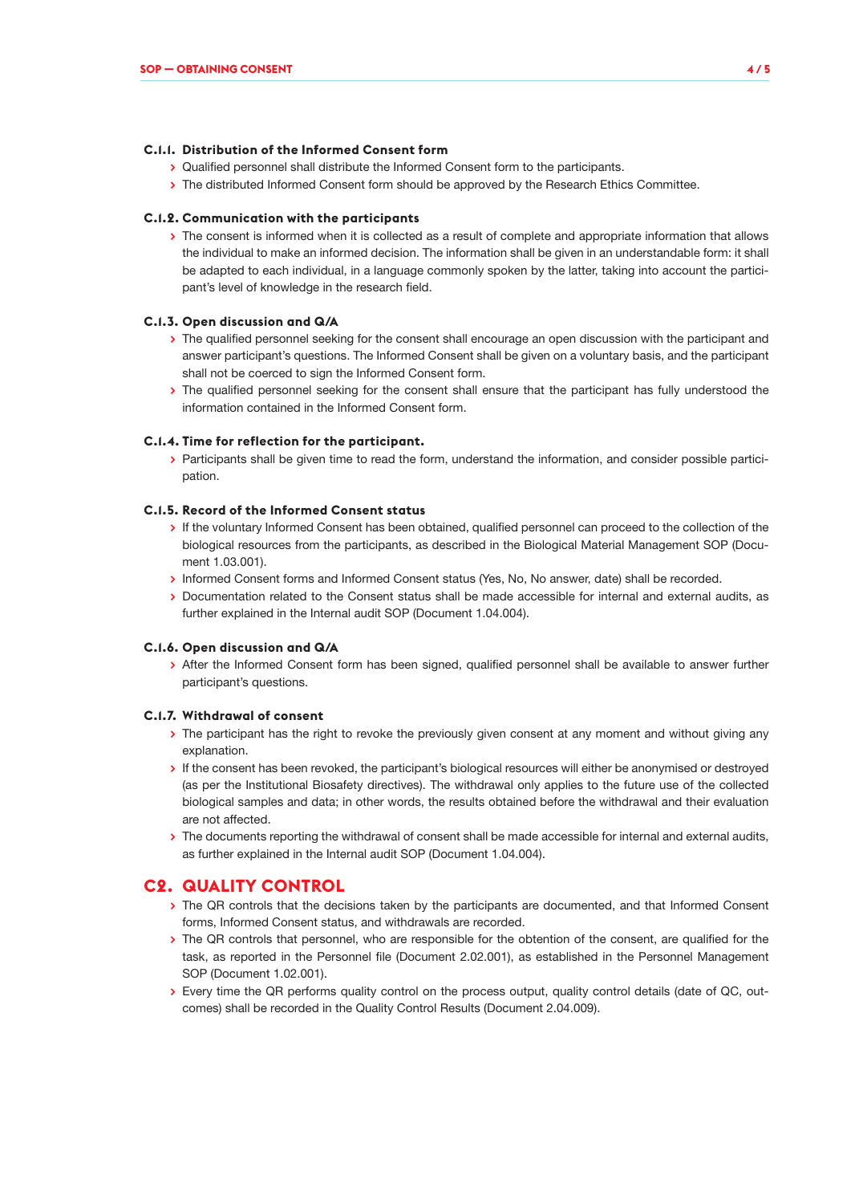#### C.1.1. Distribution of the Informed Consent form

- Qualified personnel shall distribute the Informed Consent form to the participants.
- The distributed Informed Consent form should be approved by the Research Ethics Committee.

#### C.1.2. Communication with the participants

- The consent is informed when it is collected as a result of complete and appropriate information that allows the individual to make an informed decision. The information shall be given in an understandable form: it shall be adapted to each individual, in a language commonly spoken by the latter, taking into account the participant's level of knowledge in the research field.

#### C.1.3. Open discussion and Q/A

- The qualified personnel seeking for the consent shall encourage an open discussion with the participant and answer participant's questions. The Informed Consent shall be given on a voluntary basis, and the participant shall not be coerced to sign the Informed Consent form.
- The qualified personnel seeking for the consent shall ensure that the participant has fully understood the information contained in the Informed Consent form.

#### C.1.4. Time for reflection for the participant.

- Participants shall be given time to read the form, understand the information, and consider possible participation.

#### C.1.5. Record of the Informed Consent status

- If the voluntary Informed Consent has been obtained, qualified personnel can proceed to the collection of the biological resources from the participants, as described in the Biological Material Management SOP (Document 1.03.001).
- Informed Consent forms and Informed Consent status (Yes, No, No answer, date) shall be recorded.
- Documentation related to the Consent status shall be made accessible for internal and external audits, as further explained in the Internal audit SOP (Document 1.04.004).

#### C.1.6. Open discussion and Q/A

- After the Informed Consent form has been signed, qualified personnel shall be available to answer further participant's questions.

#### C.1.7. Withdrawal of consent

- The participant has the right to revoke the previously given consent at any moment and without giving any explanation.
- If the consent has been revoked, the participant's biological resources will either be anonymised or destroyed (as per the Institutional Biosafety directives). The withdrawal only applies to the future use of the collected biological samples and data; in other words, the results obtained before the withdrawal and their evaluation are not affected.
- The documents reporting the withdrawal of consent shall be made accessible for internal and external audits, as further explained in the Internal audit SOP (Document 1.04.004).

## C2. QUALITY CONTROL

- The QR controls that the decisions taken by the participants are documented, and that Informed Consent forms, Informed Consent status, and withdrawals are recorded.
- The QR controls that personnel, who are responsible for the obtention of the consent, are qualified for the task, as reported in the Personnel file (Document 2.02.001), as established in the Personnel Management SOP (Document 1.02.001).
- Every time the QR performs quality control on the process output, quality control details (date of QC, outcomes) shall be recorded in the Quality Control Results (Document 2.04.009).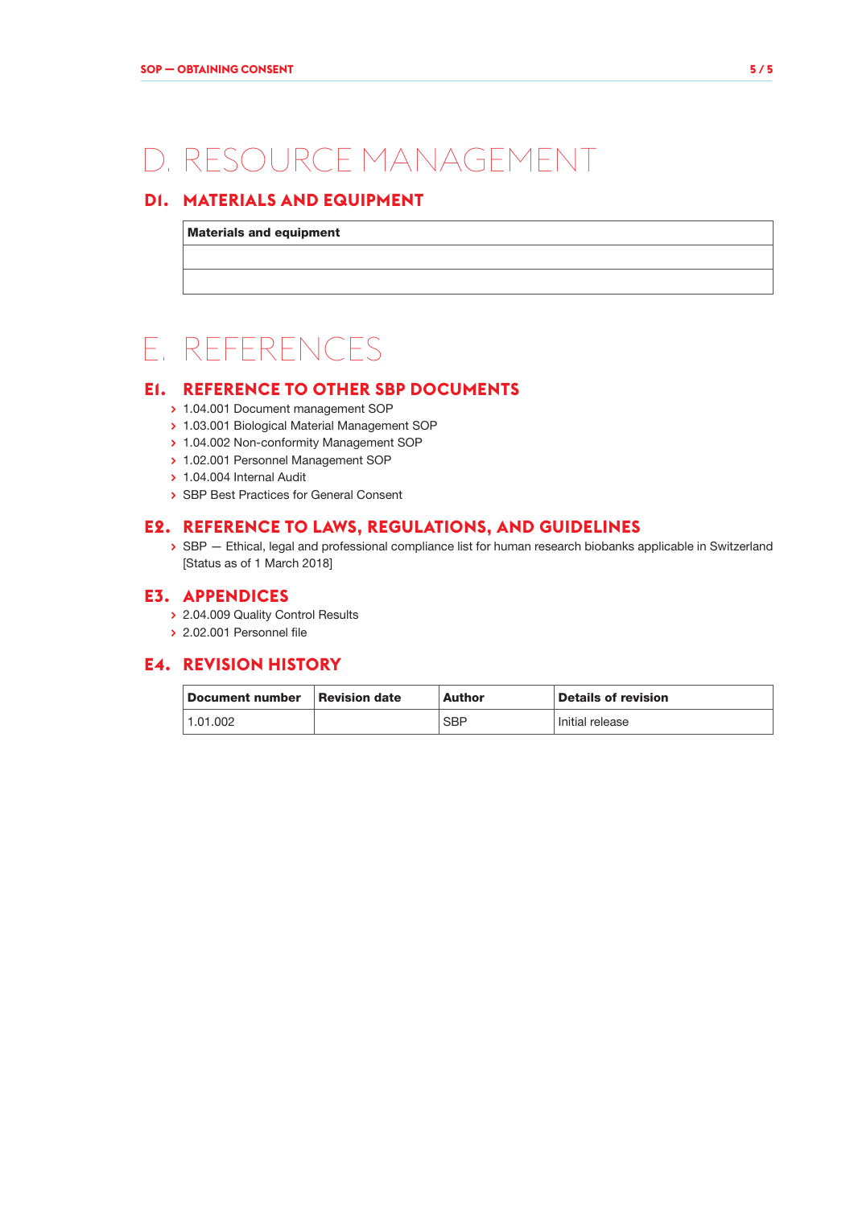# D. RESOURCE MANAGEMENT

## D1. MATERIALS AND EQUIPMENT

| Materials and equipment |
|---|
| |
| |

# E. REFERENCES

## E1. REFERENCE TO OTHER SBP DOCUMENTS

- 1.04.001 Document management SOP
- 1.03.001 Biological Material Management SOP
- 1.04.002 Non-conformity Management SOP
- 1.02.001 Personnel Management SOP
- 1.04.004 Internal Audit
- SBP Best Practices for General Consent

## E2. REFERENCE TO LAWS, REGULATIONS, AND GUIDELINES

- SBP — Ethical, legal and professional compliance list for human research biobanks applicable in Switzerland [Status as of 1 March 2018]

## E3. APPENDICES

- 2.04.009 Quality Control Results
- 2.02.001 Personnel file

## E4. REVISION HISTORY

| Document number | Revision date | Author | Details of revision |
|---|---|---|---|
| 1.01.002 | | SBP | Initial release |